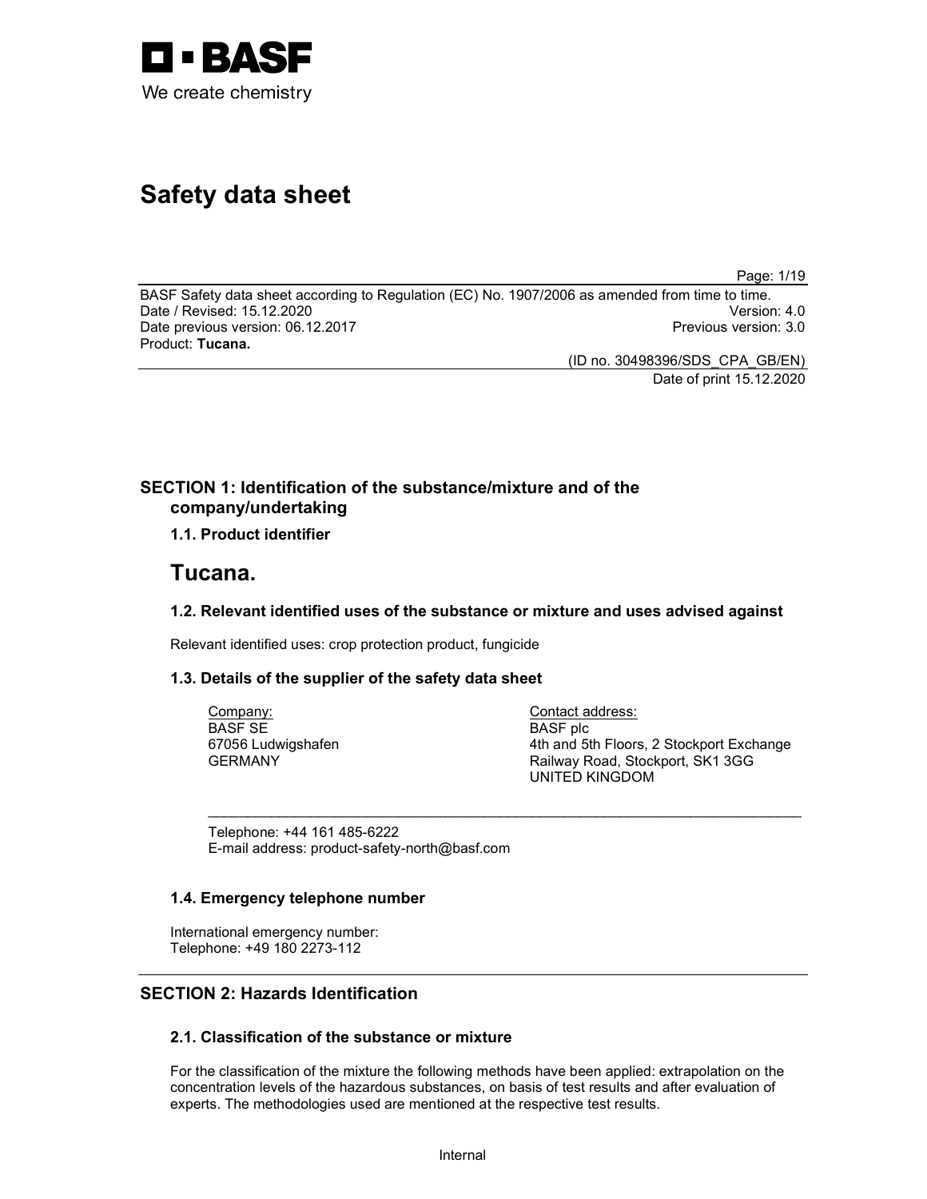# Safety data sheet

BASF Safety data sheet according to Regulation (EC) No. 1907/2006 as amended from time to time.
Date / Revised: 15.12.2020 Version: 4.0
Date previous version: 06.12.2017 Previous version: 3.0
Product: **Tucana.**

(ID no. 30498396/SDS_CPA_GB/EN)
Date of print 15.12.2020

## SECTION 1: Identification of the substance/mixture and of the company/undertaking

### 1.1. Product identifier

# Tucana.

### 1.2. Relevant identified uses of the substance or mixture and uses advised against

Relevant identified uses: crop protection product, fungicide

### 1.3. Details of the supplier of the safety data sheet

Company:
BASF SE
67056 Ludwigshafen
GERMANY

Contact address:
BASF plc
4th and 5th Floors, 2 Stockport Exchange
Railway Road, Stockport, SK1 3GG
UNITED KINGDOM

Telephone: +44 161 485-6222
E-mail address: product-safety-north@basf.com

### 1.4. Emergency telephone number

International emergency number:
Telephone: +49 180 2273-112

## SECTION 2: Hazards Identification

### 2.1. Classification of the substance or mixture

For the classification of the mixture the following methods have been applied: extrapolation on the concentration levels of the hazardous substances, on basis of test results and after evaluation of experts. The methodologies used are mentioned at the respective test results.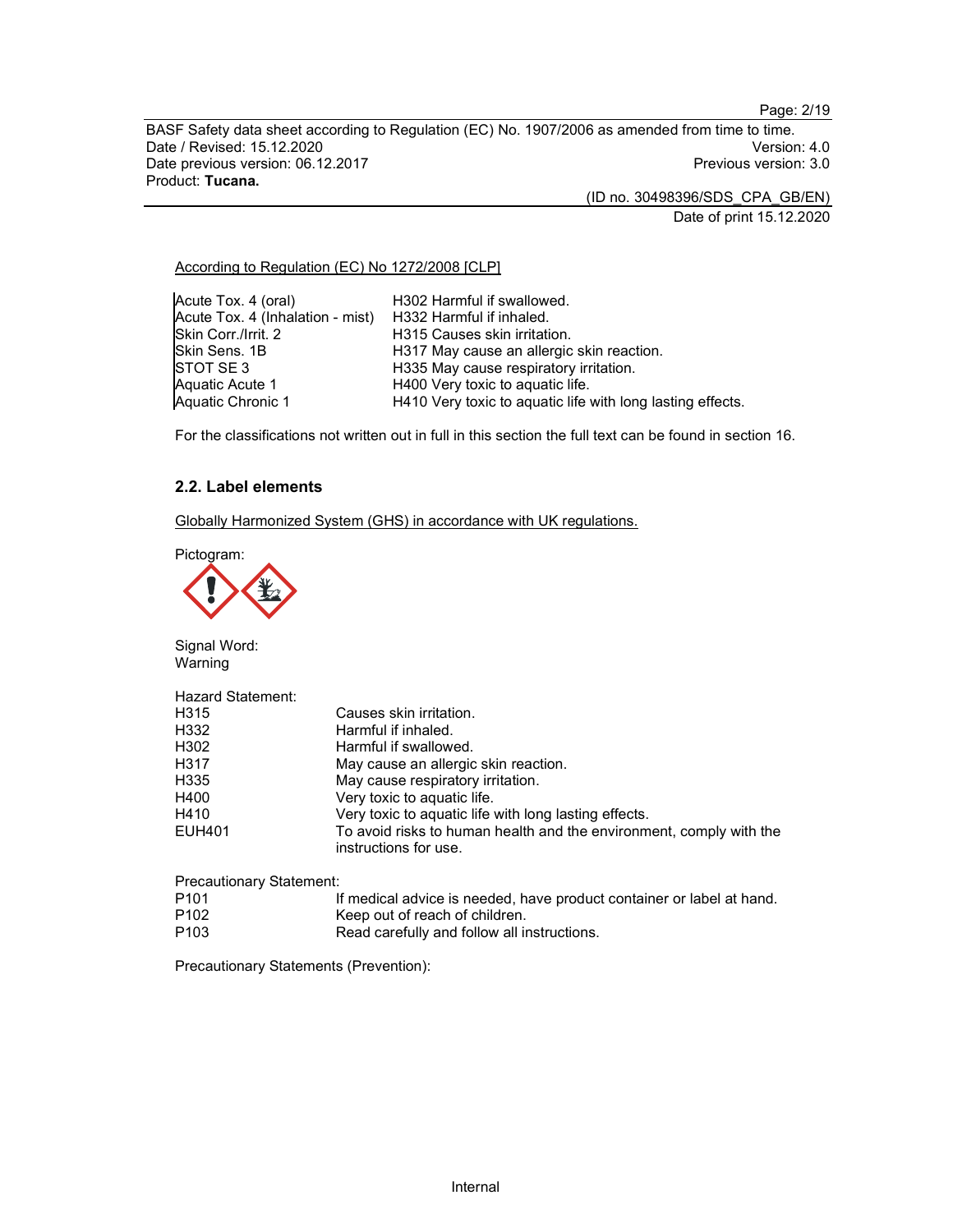According to Regulation (EC) No 1272/2008 [CLP]

| | |
|---|---|
| Acute Tox. 4 (oral) | H302 Harmful if swallowed. |
| Acute Tox. 4 (Inhalation - mist) | H332 Harmful if inhaled. |
| Skin Corr./Irrit. 2 | H315 Causes skin irritation. |
| Skin Sens. 1B | H317 May cause an allergic skin reaction. |
| STOT SE 3 | H335 May cause respiratory irritation. |
| Aquatic Acute 1 | H400 Very toxic to aquatic life. |
| Aquatic Chronic 1 | H410 Very toxic to aquatic life with long lasting effects. |

For the classifications not written out in full in this section the full text can be found in section 16.

### 2.2. Label elements

Globally Harmonized System (GHS) in accordance with UK regulations.

Pictogram:

Signal Word:
Warning

Hazard Statement:

| | |
|---|---|
| H315 | Causes skin irritation. |
| H332 | Harmful if inhaled. |
| H302 | Harmful if swallowed. |
| H317 | May cause an allergic skin reaction. |
| H335 | May cause respiratory irritation. |
| H400 | Very toxic to aquatic life. |
| H410 | Very toxic to aquatic life with long lasting effects. |
| EUH401 | To avoid risks to human health and the environment, comply with the instructions for use. |

Precautionary Statement:

| | |
|---|---|
| P101 | If medical advice is needed, have product container or label at hand. |
| P102 | Keep out of reach of children. |
| P103 | Read carefully and follow all instructions. |

Precautionary Statements (Prevention):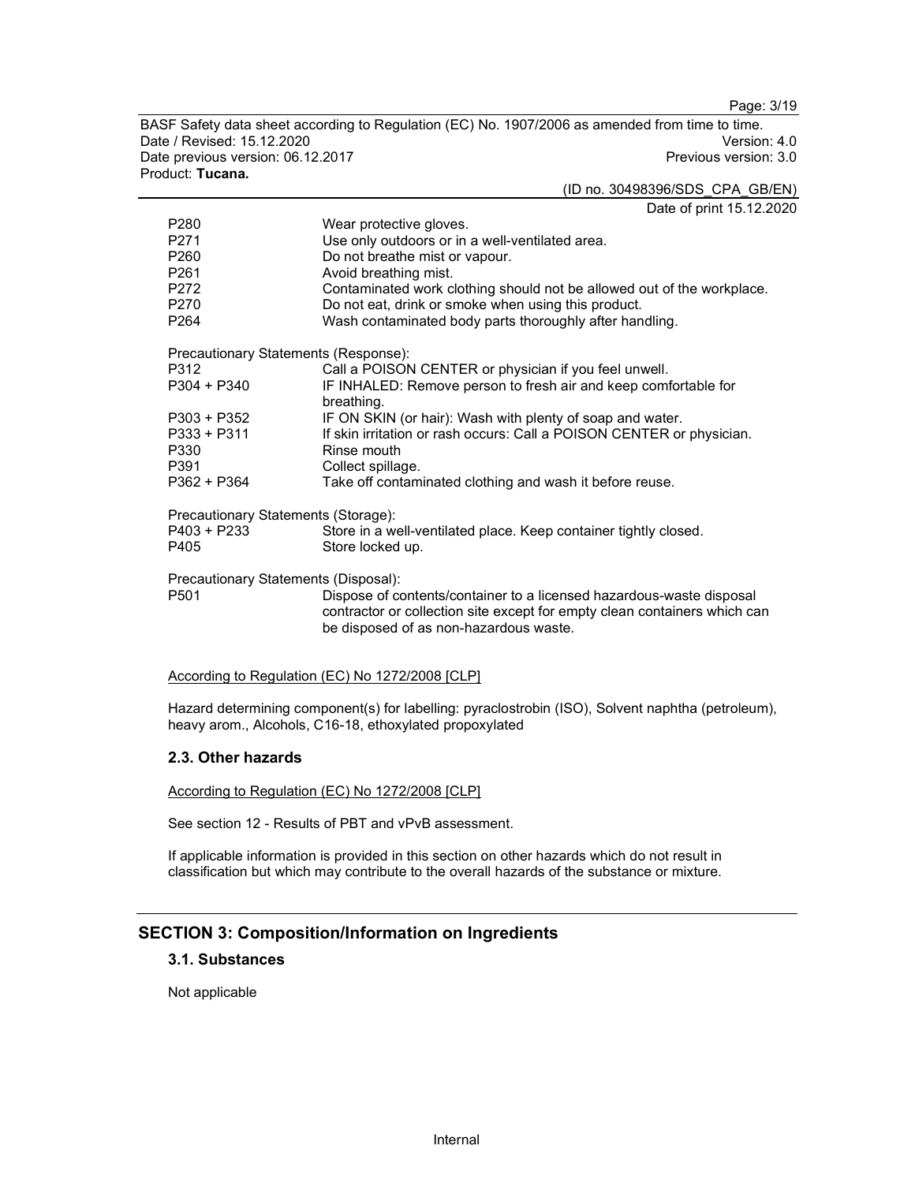| | |
|---|---|
| P280 | Wear protective gloves. |
| P271 | Use only outdoors or in a well-ventilated area. |
| P260 | Do not breathe mist or vapour. |
| P261 | Avoid breathing mist. |
| P272 | Contaminated work clothing should not be allowed out of the workplace. |
| P270 | Do not eat, drink or smoke when using this product. |
| P264 | Wash contaminated body parts thoroughly after handling. |

Precautionary Statements (Response):

| | |
|---|---|
| P312 | Call a POISON CENTER or physician if you feel unwell. |
| P304 + P340 | IF INHALED: Remove person to fresh air and keep comfortable for breathing. |
| P303 + P352 | IF ON SKIN (or hair): Wash with plenty of soap and water. |
| P333 + P311 | If skin irritation or rash occurs: Call a POISON CENTER or physician. |
| P330 | Rinse mouth |
| P391 | Collect spillage. |
| P362 + P364 | Take off contaminated clothing and wash it before reuse. |

Precautionary Statements (Storage):

| | |
|---|---|
| P403 + P233 | Store in a well-ventilated place. Keep container tightly closed. |
| P405 | Store locked up. |

Precautionary Statements (Disposal):

| | |
|---|---|
| P501 | Dispose of contents/container to a licensed hazardous-waste disposal contractor or collection site except for empty clean containers which can be disposed of as non-hazardous waste. |

According to Regulation (EC) No 1272/2008 [CLP]

Hazard determining component(s) for labelling: pyraclostrobin (ISO), Solvent naphtha (petroleum), heavy arom., Alcohols, C16-18, ethoxylated propoxylated

### 2.3. Other hazards

According to Regulation (EC) No 1272/2008 [CLP]

See section 12 - Results of PBT and vPvB assessment.

If applicable information is provided in this section on other hazards which do not result in classification but which may contribute to the overall hazards of the substance or mixture.

## SECTION 3: Composition/Information on Ingredients

### 3.1. Substances

Not applicable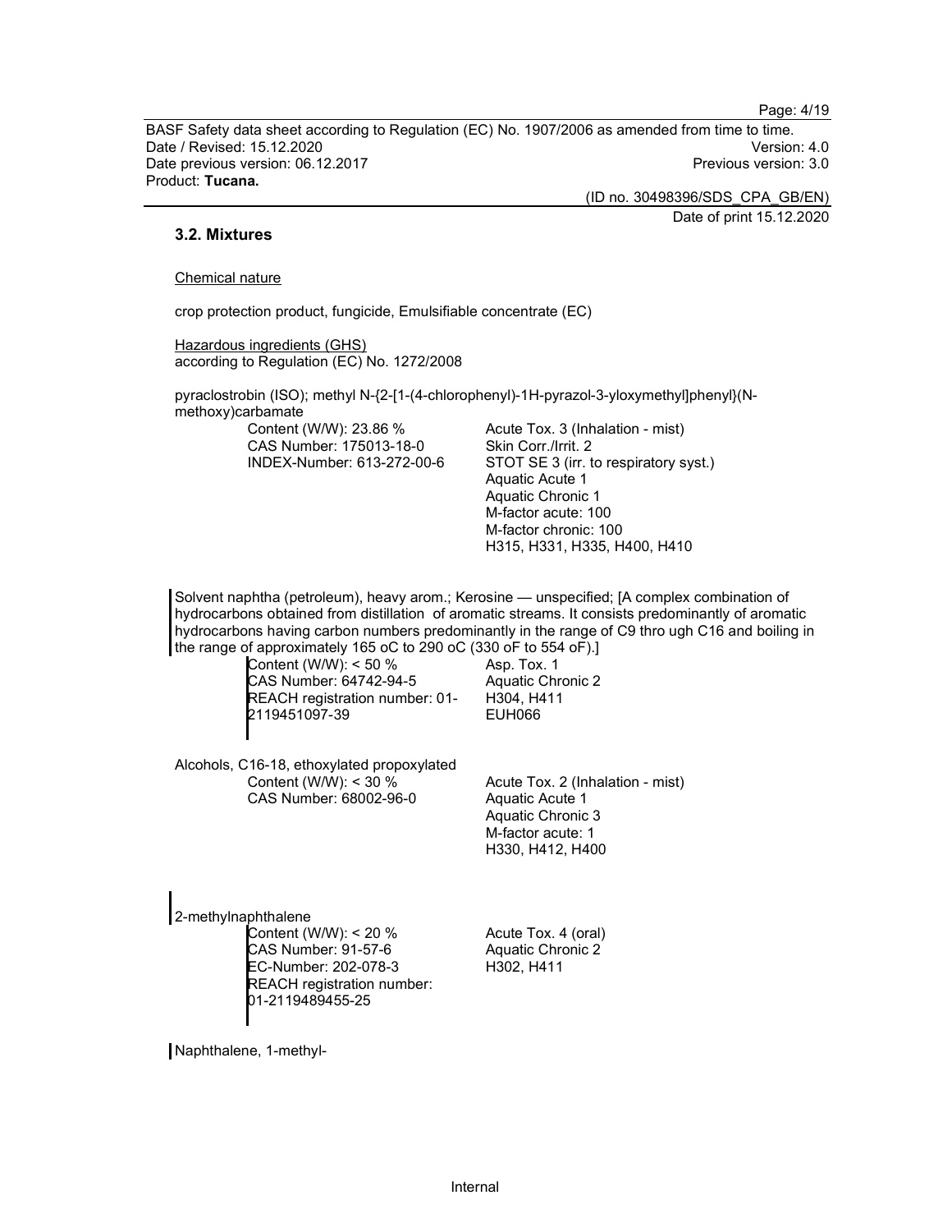### 3.2. Mixtures

Chemical nature

crop protection product, fungicide, Emulsifiable concentrate (EC)

Hazardous ingredients (GHS)
according to Regulation (EC) No. 1272/2008

pyraclostrobin (ISO); methyl N-{2-[1-(4-chlorophenyl)-1H-pyrazol-3-yloxymethyl]phenyl}(N-methoxy)carbamate

| | |
|---|---|
| Content (W/W): 23.86 %<br>CAS Number: 175013-18-0<br>INDEX-Number: 613-272-00-6 | Acute Tox. 3 (Inhalation - mist)<br>Skin Corr./Irrit. 2<br>STOT SE 3 (irr. to respiratory syst.)<br>Aquatic Acute 1<br>Aquatic Chronic 1<br>M-factor acute: 100<br>M-factor chronic: 100<br>H315, H331, H335, H400, H410 |

Solvent naphtha (petroleum), heavy arom.; Kerosine — unspecified; [A complex combination of hydrocarbons obtained from distillation of aromatic streams. It consists predominantly of aromatic hydrocarbons having carbon numbers predominantly in the range of C9 thro ugh C16 and boiling in the range of approximately 165 oC to 290 oC (330 oF to 554 oF).]

| | |
|---|---|
| Content (W/W): < 50 %<br>CAS Number: 64742-94-5<br>REACH registration number: 01-2119451097-39 | Asp. Tox. 1<br>Aquatic Chronic 2<br>H304, H411<br>EUH066 |

Alcohols, C16-18, ethoxylated propoxylated

| | |
|---|---|
| Content (W/W): < 30 %<br>CAS Number: 68002-96-0 | Acute Tox. 2 (Inhalation - mist)<br>Aquatic Acute 1<br>Aquatic Chronic 3<br>M-factor acute: 1<br>H330, H412, H400 |

2-methylnaphthalene

| | |
|---|---|
| Content (W/W): < 20 %<br>CAS Number: 91-57-6<br>EC-Number: 202-078-3<br>REACH registration number: 01-2119489455-25 | Acute Tox. 4 (oral)<br>Aquatic Chronic 2<br>H302, H411 |

Naphthalene, 1-methyl-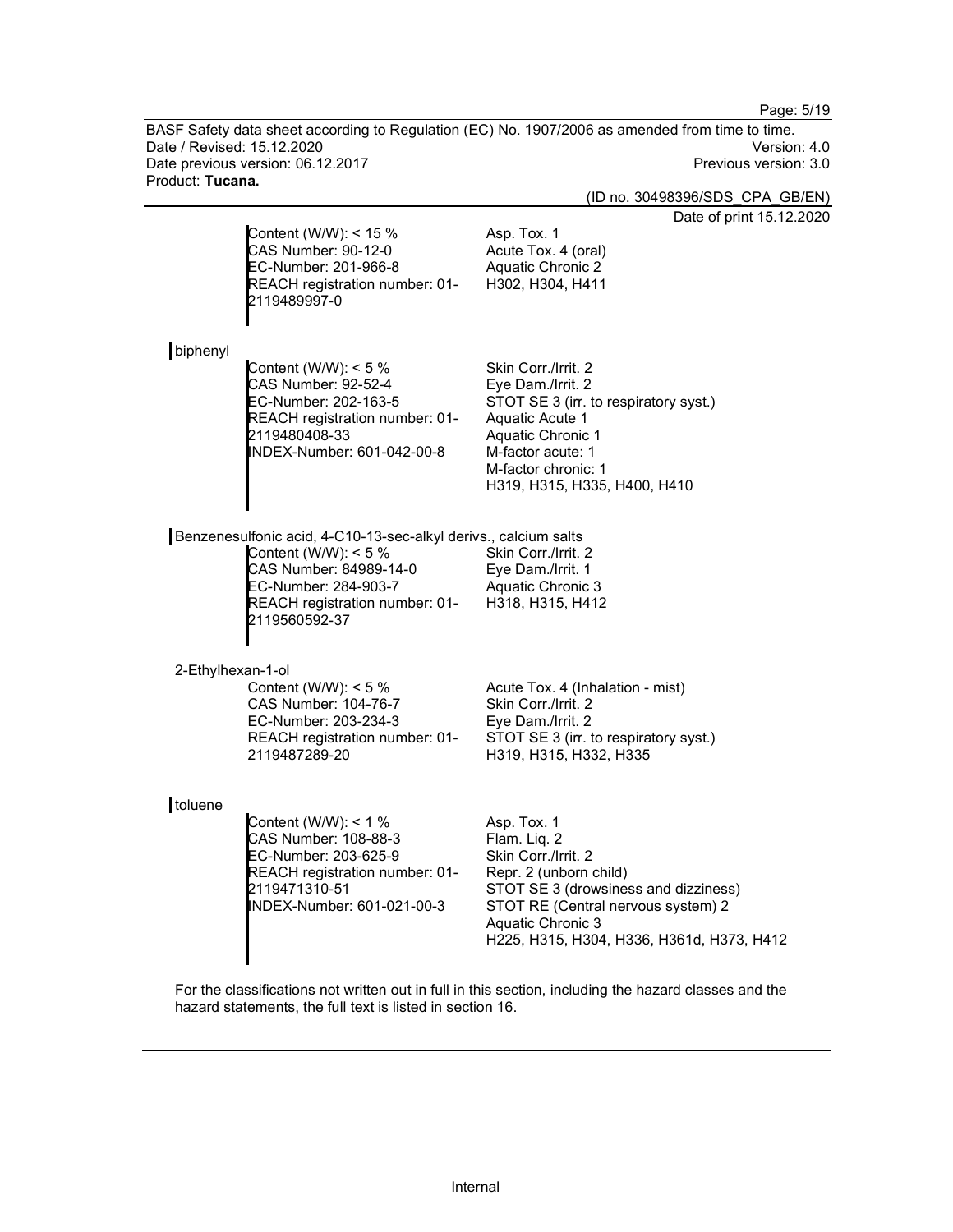Content (W/W): < 15 %
CAS Number: 90-12-0
EC-Number: 201-966-8
REACH registration number: 01-2119489997-0

Asp. Tox. 1
Acute Tox. 4 (oral)
Aquatic Chronic 2
H302, H304, H411

biphenyl

Content (W/W): < 5 %
CAS Number: 92-52-4
EC-Number: 202-163-5
REACH registration number: 01-2119480408-33
INDEX-Number: 601-042-00-8

Skin Corr./Irrit. 2
Eye Dam./Irrit. 2
STOT SE 3 (irr. to respiratory syst.)
Aquatic Acute 1
Aquatic Chronic 1
M-factor acute: 1
M-factor chronic: 1
H319, H315, H335, H400, H410

Benzenesulfonic acid, 4-C10-13-sec-alkyl derivs., calcium salts

Content (W/W): < 5 %
CAS Number: 84989-14-0
EC-Number: 284-903-7
REACH registration number: 01-2119560592-37

Skin Corr./Irrit. 2
Eye Dam./Irrit. 1
Aquatic Chronic 3
H318, H315, H412

2-Ethylhexan-1-ol

Content (W/W): < 5 %
CAS Number: 104-76-7
EC-Number: 203-234-3
REACH registration number: 01-2119487289-20

Acute Tox. 4 (Inhalation - mist)
Skin Corr./Irrit. 2
Eye Dam./Irrit. 2
STOT SE 3 (irr. to respiratory syst.)
H319, H315, H332, H335

toluene

Content (W/W): < 1 %
CAS Number: 108-88-3
EC-Number: 203-625-9
REACH registration number: 01-2119471310-51
INDEX-Number: 601-021-00-3

Asp. Tox. 1
Flam. Liq. 2
Skin Corr./Irrit. 2
Repr. 2 (unborn child)
STOT SE 3 (drowsiness and dizziness)
STOT RE (Central nervous system) 2
Aquatic Chronic 3
H225, H315, H304, H336, H361d, H373, H412

For the classifications not written out in full in this section, including the hazard classes and the hazard statements, the full text is listed in section 16.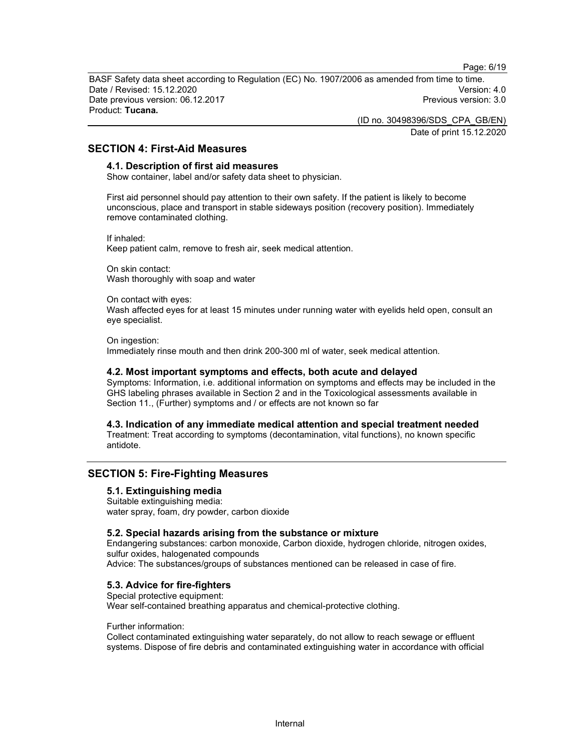## SECTION 4: First-Aid Measures

### 4.1. Description of first aid measures

Show container, label and/or safety data sheet to physician.

First aid personnel should pay attention to their own safety. If the patient is likely to become unconscious, place and transport in stable sideways position (recovery position). Immediately remove contaminated clothing.

If inhaled:
Keep patient calm, remove to fresh air, seek medical attention.

On skin contact:
Wash thoroughly with soap and water

On contact with eyes:
Wash affected eyes for at least 15 minutes under running water with eyelids held open, consult an eye specialist.

On ingestion:
Immediately rinse mouth and then drink 200-300 ml of water, seek medical attention.

### 4.2. Most important symptoms and effects, both acute and delayed

Symptoms: Information, i.e. additional information on symptoms and effects may be included in the GHS labeling phrases available in Section 2 and in the Toxicological assessments available in Section 11., (Further) symptoms and / or effects are not known so far

### 4.3. Indication of any immediate medical attention and special treatment needed

Treatment: Treat according to symptoms (decontamination, vital functions), no known specific antidote.

## SECTION 5: Fire-Fighting Measures

### 5.1. Extinguishing media

Suitable extinguishing media:
water spray, foam, dry powder, carbon dioxide

### 5.2. Special hazards arising from the substance or mixture

Endangering substances: carbon monoxide, Carbon dioxide, hydrogen chloride, nitrogen oxides, sulfur oxides, halogenated compounds
Advice: The substances/groups of substances mentioned can be released in case of fire.

### 5.3. Advice for fire-fighters

Special protective equipment:
Wear self-contained breathing apparatus and chemical-protective clothing.

Further information:
Collect contaminated extinguishing water separately, do not allow to reach sewage or effluent systems. Dispose of fire debris and contaminated extinguishing water in accordance with official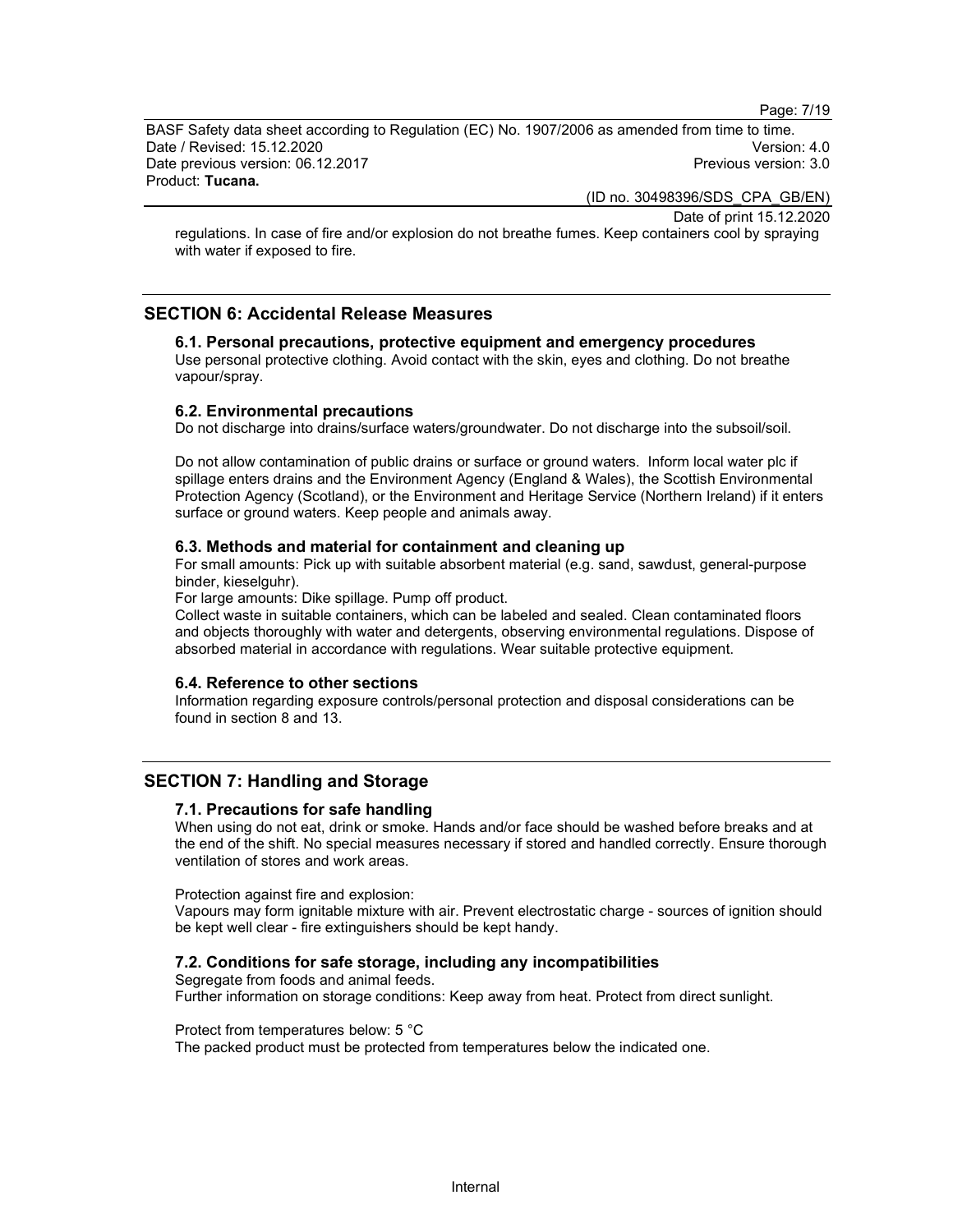regulations. In case of fire and/or explosion do not breathe fumes. Keep containers cool by spraying with water if exposed to fire.

## SECTION 6: Accidental Release Measures

### 6.1. Personal precautions, protective equipment and emergency procedures

Use personal protective clothing. Avoid contact with the skin, eyes and clothing. Do not breathe vapour/spray.

### 6.2. Environmental precautions

Do not discharge into drains/surface waters/groundwater. Do not discharge into the subsoil/soil.

Do not allow contamination of public drains or surface or ground waters. Inform local water plc if spillage enters drains and the Environment Agency (England & Wales), the Scottish Environmental Protection Agency (Scotland), or the Environment and Heritage Service (Northern Ireland) if it enters surface or ground waters. Keep people and animals away.

### 6.3. Methods and material for containment and cleaning up

For small amounts: Pick up with suitable absorbent material (e.g. sand, sawdust, general-purpose binder, kieselguhr).

For large amounts: Dike spillage. Pump off product.

Collect waste in suitable containers, which can be labeled and sealed. Clean contaminated floors and objects thoroughly with water and detergents, observing environmental regulations. Dispose of absorbed material in accordance with regulations. Wear suitable protective equipment.

### 6.4. Reference to other sections

Information regarding exposure controls/personal protection and disposal considerations can be found in section 8 and 13.

## SECTION 7: Handling and Storage

### 7.1. Precautions for safe handling

When using do not eat, drink or smoke. Hands and/or face should be washed before breaks and at the end of the shift. No special measures necessary if stored and handled correctly. Ensure thorough ventilation of stores and work areas.

Protection against fire and explosion:

Vapours may form ignitable mixture with air. Prevent electrostatic charge - sources of ignition should be kept well clear - fire extinguishers should be kept handy.

### 7.2. Conditions for safe storage, including any incompatibilities

Segregate from foods and animal feeds.

Further information on storage conditions: Keep away from heat. Protect from direct sunlight.

Protect from temperatures below: 5 °C

The packed product must be protected from temperatures below the indicated one.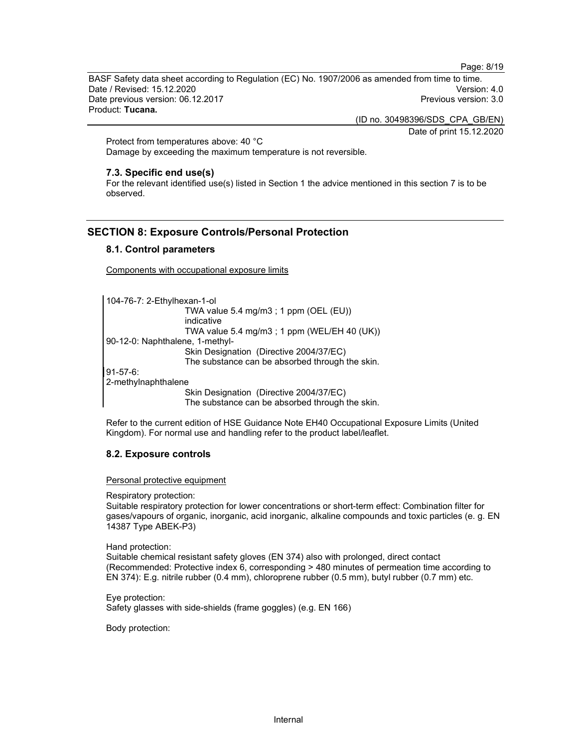Protect from temperatures above: 40 °C
Damage by exceeding the maximum temperature is not reversible.

### 7.3. Specific end use(s)

For the relevant identified use(s) listed in Section 1 the advice mentioned in this section 7 is to be observed.

## SECTION 8: Exposure Controls/Personal Protection

### 8.1. Control parameters

Components with occupational exposure limits

104-76-7: 2-Ethylhexan-1-ol
TWA value 5.4 mg/m3 ; 1 ppm (OEL (EU))
indicative
TWA value 5.4 mg/m3 ; 1 ppm (WEL/EH 40 (UK))

90-12-0: Naphthalene, 1-methyl-
Skin Designation (Directive 2004/37/EC)
The substance can be absorbed through the skin.

91-57-6:
2-methylnaphthalene
Skin Designation (Directive 2004/37/EC)
The substance can be absorbed through the skin.

Refer to the current edition of HSE Guidance Note EH40 Occupational Exposure Limits (United Kingdom). For normal use and handling refer to the product label/leaflet.

### 8.2. Exposure controls

Personal protective equipment

Respiratory protection:
Suitable respiratory protection for lower concentrations or short-term effect: Combination filter for gases/vapours of organic, inorganic, acid inorganic, alkaline compounds and toxic particles (e. g. EN 14387 Type ABEK-P3)

Hand protection:
Suitable chemical resistant safety gloves (EN 374) also with prolonged, direct contact (Recommended: Protective index 6, corresponding > 480 minutes of permeation time according to EN 374): E.g. nitrile rubber (0.4 mm), chloroprene rubber (0.5 mm), butyl rubber (0.7 mm) etc.

Eye protection:
Safety glasses with side-shields (frame goggles) (e.g. EN 166)

Body protection: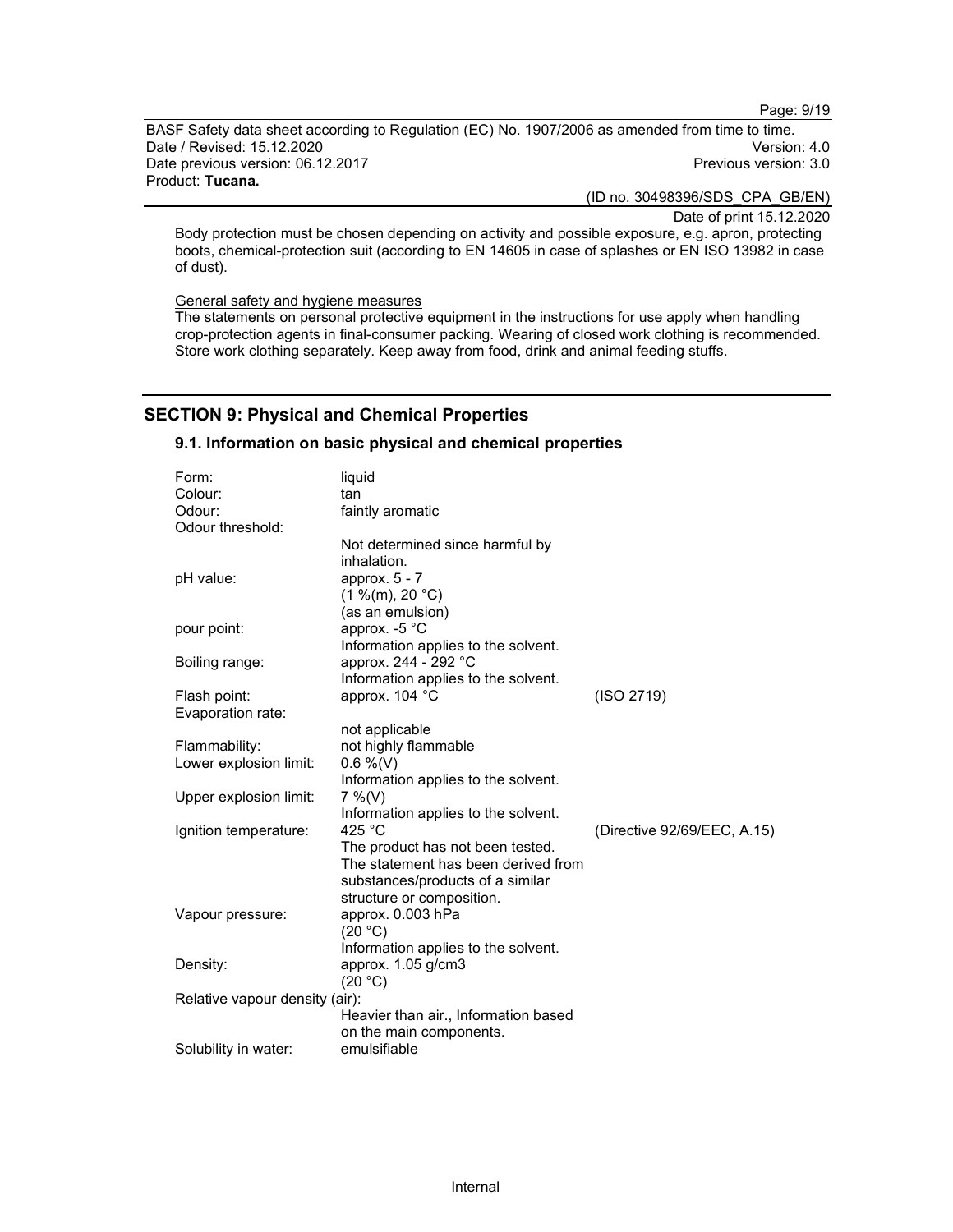Body protection must be chosen depending on activity and possible exposure, e.g. apron, protecting boots, chemical-protection suit (according to EN 14605 in case of splashes or EN ISO 13982 in case of dust).

General safety and hygiene measures

The statements on personal protective equipment in the instructions for use apply when handling crop-protection agents in final-consumer packing. Wearing of closed work clothing is recommended. Store work clothing separately. Keep away from food, drink and animal feeding stuffs.

## SECTION 9: Physical and Chemical Properties

### 9.1. Information on basic physical and chemical properties

| | | |
|---|---|---|
| Form: | liquid | |
| Colour: | tan | |
| Odour: | faintly aromatic | |
| Odour threshold: | | |
| | Not determined since harmful by inhalation. | |
| pH value: | approx. 5 - 7<br>(1 %(m), 20 °C)<br>(as an emulsion) | |
| pour point: | approx. -5 °C<br>Information applies to the solvent. | |
| Boiling range: | approx. 244 - 292 °C<br>Information applies to the solvent. | |
| Flash point: | approx. 104 °C | (ISO 2719) |
| Evaporation rate: | | |
| | not applicable | |
| Flammability: | not highly flammable | |
| Lower explosion limit: | 0.6 %(V)<br>Information applies to the solvent. | |
| Upper explosion limit: | 7 %(V)<br>Information applies to the solvent. | |
| Ignition temperature: | 425 °C<br>The product has not been tested. The statement has been derived from substances/products of a similar structure or composition. | (Directive 92/69/EEC, A.15) |
| Vapour pressure: | approx. 0.003 hPa<br>(20 °C)<br>Information applies to the solvent. | |
| Density: | approx. 1.05 g/cm3<br>(20 °C) | |
| Relative vapour density (air): | | |
| | Heavier than air., Information based on the main components. | |
| Solubility in water: | emulsifiable | |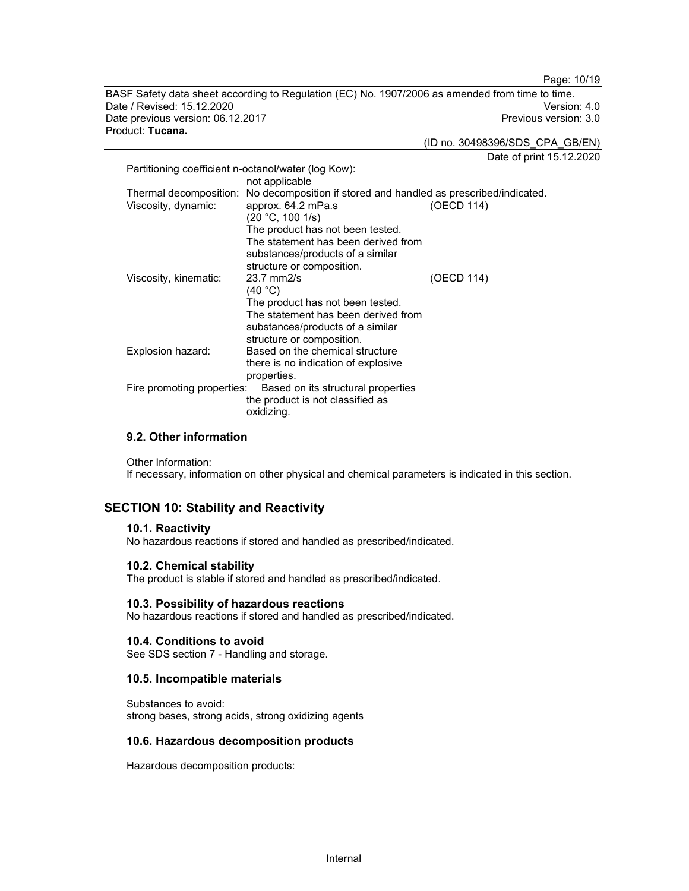Partitioning coefficient n-octanol/water (log Kow):
not applicable

Thermal decomposition: No decomposition if stored and handled as prescribed/indicated.

Viscosity, dynamic: approx. 64.2 mPa.s (20 °C, 100 1/s) (OECD 114)
The product has not been tested. The statement has been derived from substances/products of a similar structure or composition.

Viscosity, kinematic: 23.7 mm2/s (40 °C) (OECD 114)
The product has not been tested. The statement has been derived from substances/products of a similar structure or composition.

Explosion hazard: Based on the chemical structure there is no indication of explosive properties.

Fire promoting properties: Based on its structural properties the product is not classified as oxidizing.

### 9.2. Other information

Other Information:
If necessary, information on other physical and chemical parameters is indicated in this section.

## SECTION 10: Stability and Reactivity

### 10.1. Reactivity

No hazardous reactions if stored and handled as prescribed/indicated.

### 10.2. Chemical stability

The product is stable if stored and handled as prescribed/indicated.

### 10.3. Possibility of hazardous reactions

No hazardous reactions if stored and handled as prescribed/indicated.

### 10.4. Conditions to avoid

See SDS section 7 - Handling and storage.

### 10.5. Incompatible materials

Substances to avoid:
strong bases, strong acids, strong oxidizing agents

### 10.6. Hazardous decomposition products

Hazardous decomposition products: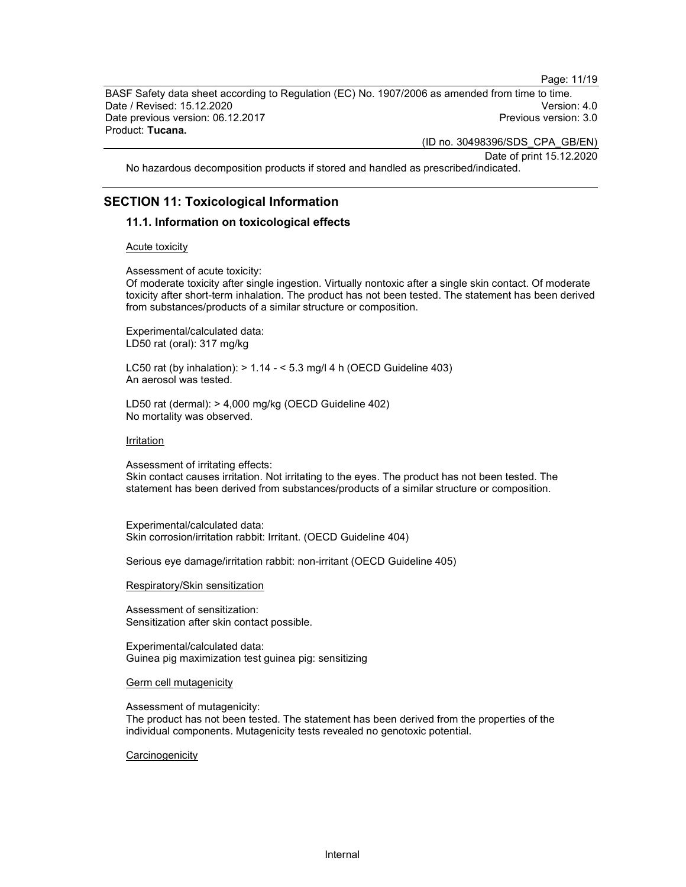No hazardous decomposition products if stored and handled as prescribed/indicated.

## SECTION 11: Toxicological Information

### 11.1. Information on toxicological effects

Acute toxicity

Assessment of acute toxicity:
Of moderate toxicity after single ingestion. Virtually nontoxic after a single skin contact. Of moderate toxicity after short-term inhalation. The product has not been tested. The statement has been derived from substances/products of a similar structure or composition.

Experimental/calculated data:
LD50 rat (oral): 317 mg/kg

LC50 rat (by inhalation): > 1.14 - < 5.3 mg/l 4 h (OECD Guideline 403)
An aerosol was tested.

LD50 rat (dermal): > 4,000 mg/kg (OECD Guideline 402)
No mortality was observed.

Irritation

Assessment of irritating effects:
Skin contact causes irritation. Not irritating to the eyes. The product has not been tested. The statement has been derived from substances/products of a similar structure or composition.

Experimental/calculated data:
Skin corrosion/irritation rabbit: Irritant. (OECD Guideline 404)

Serious eye damage/irritation rabbit: non-irritant (OECD Guideline 405)

Respiratory/Skin sensitization

Assessment of sensitization:
Sensitization after skin contact possible.

Experimental/calculated data:
Guinea pig maximization test guinea pig: sensitizing

Germ cell mutagenicity

Assessment of mutagenicity:
The product has not been tested. The statement has been derived from the properties of the individual components. Mutagenicity tests revealed no genotoxic potential.

Carcinogenicity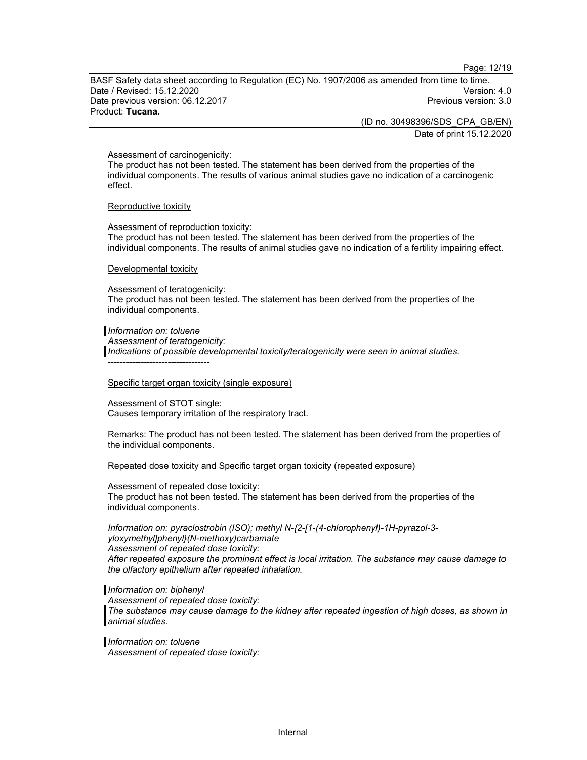Assessment of carcinogenicity:
The product has not been tested. The statement has been derived from the properties of the individual components. The results of various animal studies gave no indication of a carcinogenic effect.

Reproductive toxicity

Assessment of reproduction toxicity:
The product has not been tested. The statement has been derived from the properties of the individual components. The results of animal studies gave no indication of a fertility impairing effect.

Developmental toxicity

Assessment of teratogenicity:
The product has not been tested. The statement has been derived from the properties of the individual components.

*Information on: toluene*
*Assessment of teratogenicity:*
*Indications of possible developmental toxicity/teratogenicity were seen in animal studies.*
----------------------------------

Specific target organ toxicity (single exposure)

Assessment of STOT single:
Causes temporary irritation of the respiratory tract.

Remarks: The product has not been tested. The statement has been derived from the properties of the individual components.

Repeated dose toxicity and Specific target organ toxicity (repeated exposure)

Assessment of repeated dose toxicity:
The product has not been tested. The statement has been derived from the properties of the individual components.

*Information on: pyraclostrobin (ISO); methyl N-{2-[1-(4-chlorophenyl)-1H-pyrazol-3-yloxymethyl]phenyl}(N-methoxy)carbamate*
*Assessment of repeated dose toxicity:*
*After repeated exposure the prominent effect is local irritation. The substance may cause damage to the olfactory epithelium after repeated inhalation.*

*Information on: biphenyl*
*Assessment of repeated dose toxicity:*
*The substance may cause damage to the kidney after repeated ingestion of high doses, as shown in animal studies.*

*Information on: toluene*
*Assessment of repeated dose toxicity:*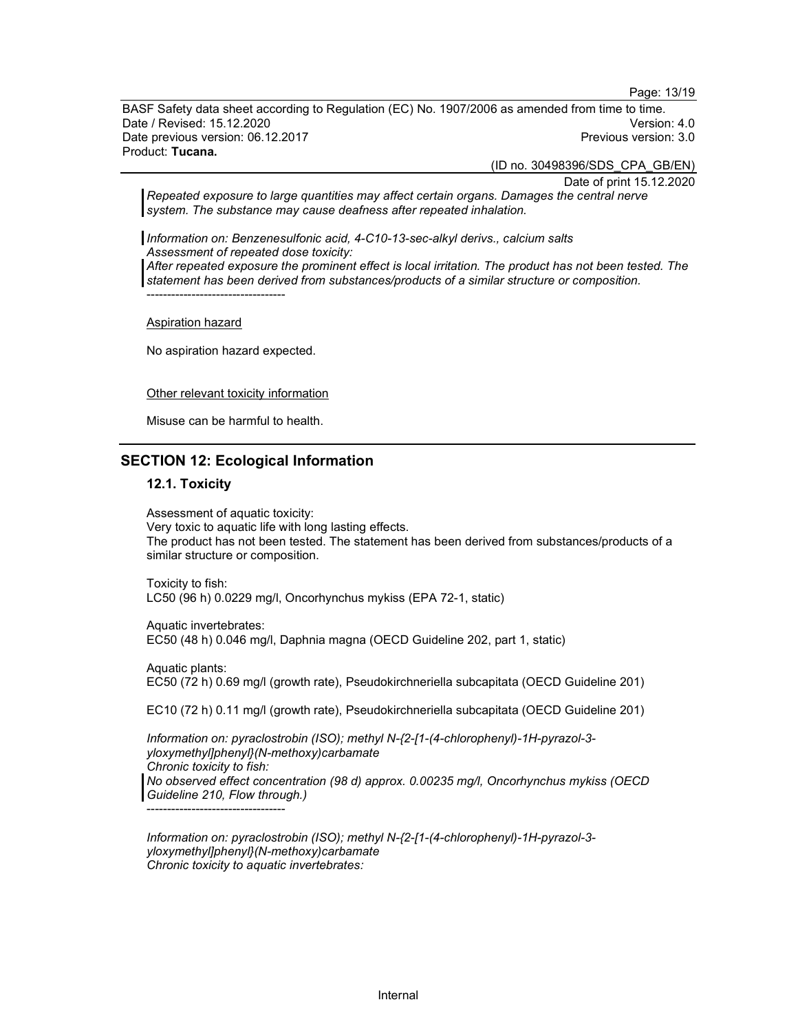*Repeated exposure to large quantities may affect certain organs. Damages the central nerve system. The substance may cause deafness after repeated inhalation.*

*Information on: Benzenesulfonic acid, 4-C10-13-sec-alkyl derivs., calcium salts*
*Assessment of repeated dose toxicity:*
*After repeated exposure the prominent effect is local irritation. The product has not been tested. The statement has been derived from substances/products of a similar structure or composition.*
----------------------------------

Aspiration hazard

No aspiration hazard expected.

Other relevant toxicity information

Misuse can be harmful to health.

## SECTION 12: Ecological Information

### 12.1. Toxicity

Assessment of aquatic toxicity:
Very toxic to aquatic life with long lasting effects.
The product has not been tested. The statement has been derived from substances/products of a similar structure or composition.

Toxicity to fish:
LC50 (96 h) 0.0229 mg/l, Oncorhynchus mykiss (EPA 72-1, static)

Aquatic invertebrates:
EC50 (48 h) 0.046 mg/l, Daphnia magna (OECD Guideline 202, part 1, static)

Aquatic plants:
EC50 (72 h) 0.69 mg/l (growth rate), Pseudokirchneriella subcapitata (OECD Guideline 201)

EC10 (72 h) 0.11 mg/l (growth rate), Pseudokirchneriella subcapitata (OECD Guideline 201)

*Information on: pyraclostrobin (ISO); methyl N-{2-[1-(4-chlorophenyl)-1H-pyrazol-3-yloxymethyl]phenyl}(N-methoxy)carbamate*
*Chronic toxicity to fish:*
*No observed effect concentration (98 d) approx. 0.00235 mg/l, Oncorhynchus mykiss (OECD Guideline 210, Flow through.)*
----------------------------------

*Information on: pyraclostrobin (ISO); methyl N-{2-[1-(4-chlorophenyl)-1H-pyrazol-3-yloxymethyl]phenyl}(N-methoxy)carbamate*
*Chronic toxicity to aquatic invertebrates:*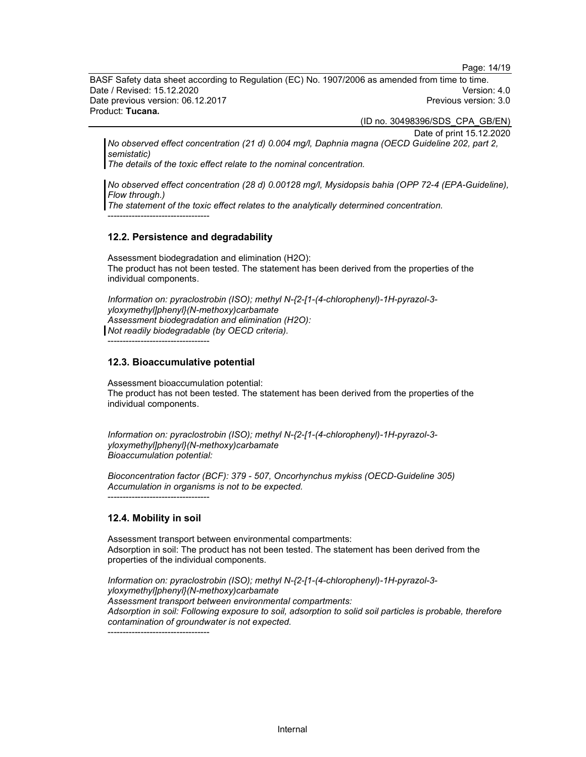*No observed effect concentration (21 d) 0.004 mg/l, Daphnia magna (OECD Guideline 202, part 2, semistatic)*
*The details of the toxic effect relate to the nominal concentration.*

*No observed effect concentration (28 d) 0.00128 mg/l, Mysidopsis bahia (OPP 72-4 (EPA-Guideline), Flow through.)*
*The statement of the toxic effect relates to the analytically determined concentration.*

----------------------------------

## 12.2. Persistence and degradability

Assessment biodegradation and elimination (H2O):
The product has not been tested. The statement has been derived from the properties of the individual components.

*Information on: pyraclostrobin (ISO); methyl N-{2-[1-(4-chlorophenyl)-1H-pyrazol-3-yloxymethyl]phenyl}(N-methoxy)carbamate*
*Assessment biodegradation and elimination (H2O):*
*Not readily biodegradable (by OECD criteria).*

----------------------------------

## 12.3. Bioaccumulative potential

Assessment bioaccumulation potential:
The product has not been tested. The statement has been derived from the properties of the individual components.

*Information on: pyraclostrobin (ISO); methyl N-{2-[1-(4-chlorophenyl)-1H-pyrazol-3-yloxymethyl]phenyl}(N-methoxy)carbamate*
*Bioaccumulation potential:*

*Bioconcentration factor (BCF): 379 - 507, Oncorhynchus mykiss (OECD-Guideline 305)*
*Accumulation in organisms is not to be expected.*

----------------------------------

## 12.4. Mobility in soil

Assessment transport between environmental compartments:
Adsorption in soil: The product has not been tested. The statement has been derived from the properties of the individual components.

*Information on: pyraclostrobin (ISO); methyl N-{2-[1-(4-chlorophenyl)-1H-pyrazol-3-yloxymethyl]phenyl}(N-methoxy)carbamate*
*Assessment transport between environmental compartments:*
*Adsorption in soil: Following exposure to soil, adsorption to solid soil particles is probable, therefore contamination of groundwater is not expected.*

----------------------------------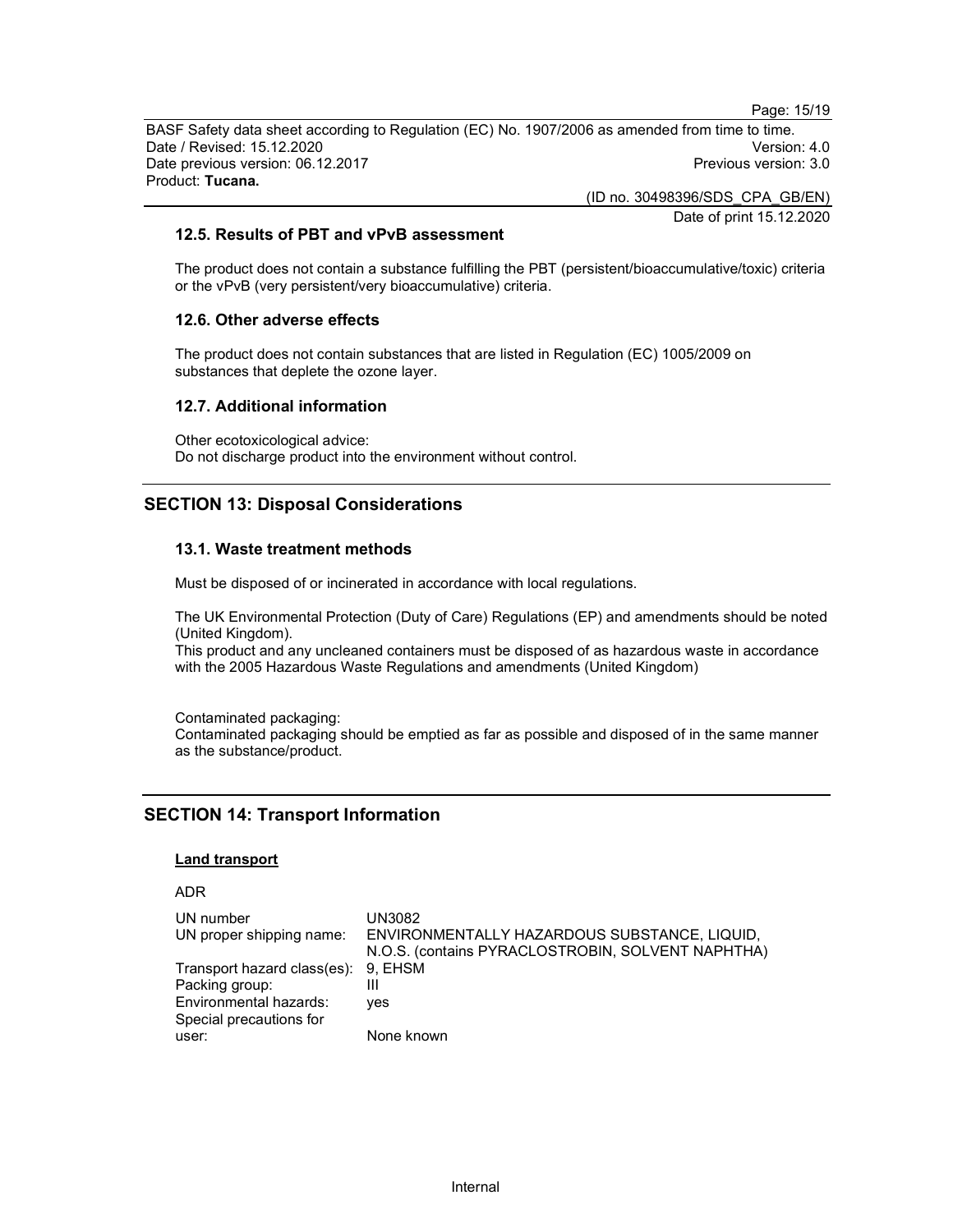### 12.5. Results of PBT and vPvB assessment

The product does not contain a substance fulfilling the PBT (persistent/bioaccumulative/toxic) criteria or the vPvB (very persistent/very bioaccumulative) criteria.

### 12.6. Other adverse effects

The product does not contain substances that are listed in Regulation (EC) 1005/2009 on substances that deplete the ozone layer.

### 12.7. Additional information

Other ecotoxicological advice:
Do not discharge product into the environment without control.

## SECTION 13: Disposal Considerations

### 13.1. Waste treatment methods

Must be disposed of or incinerated in accordance with local regulations.

The UK Environmental Protection (Duty of Care) Regulations (EP) and amendments should be noted (United Kingdom).
This product and any uncleaned containers must be disposed of as hazardous waste in accordance with the 2005 Hazardous Waste Regulations and amendments (United Kingdom)

Contaminated packaging:
Contaminated packaging should be emptied as far as possible and disposed of in the same manner as the substance/product.

## SECTION 14: Transport Information

**Land transport**

ADR

| | |
|---|---|
| UN number | UN3082 |
| UN proper shipping name: | ENVIRONMENTALLY HAZARDOUS SUBSTANCE, LIQUID, N.O.S. (contains PYRACLOSTROBIN, SOLVENT NAPHTHA) |
| Transport hazard class(es): | 9, EHSM |
| Packing group: | III |
| Environmental hazards: | yes |
| Special precautions for user: | None known |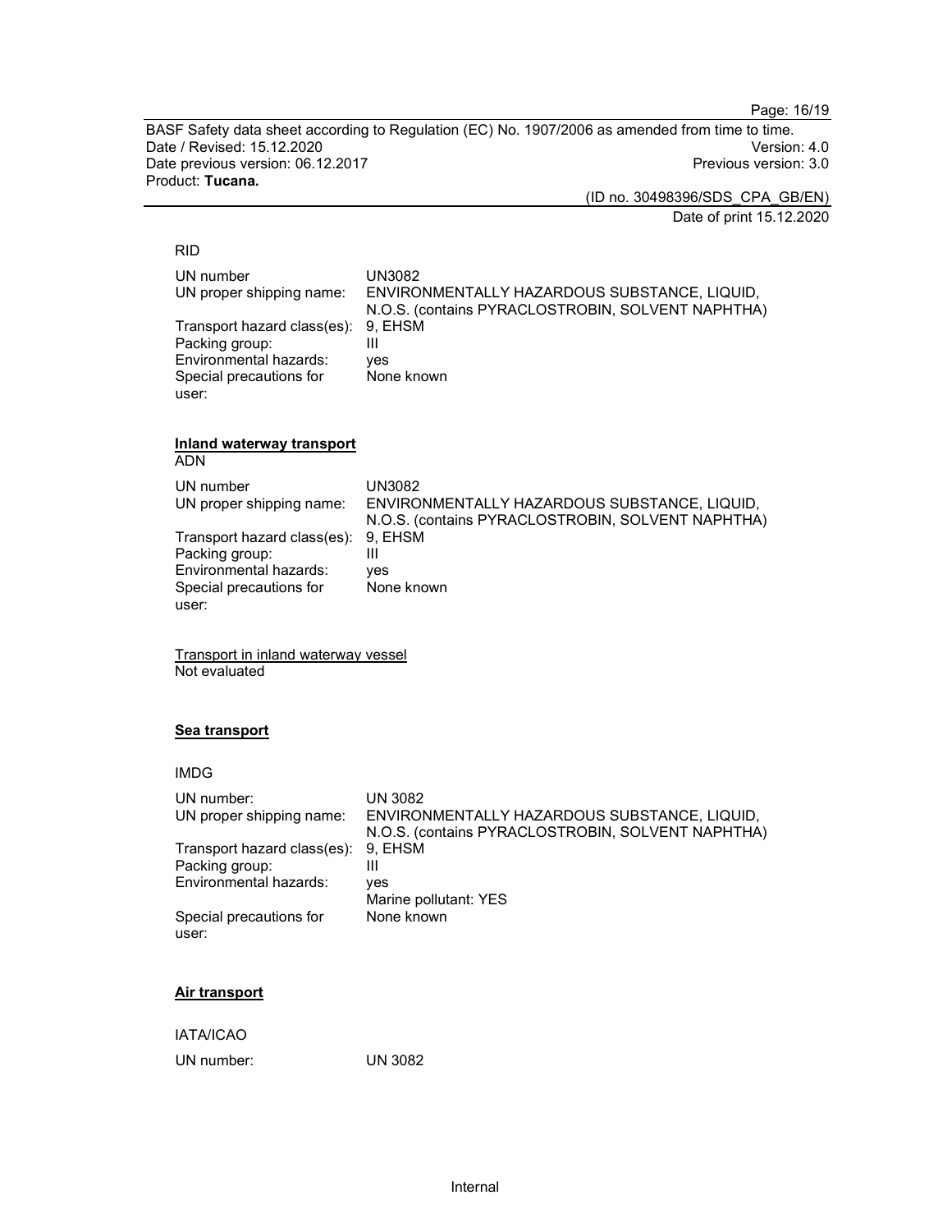RID

| | |
|---|---|
| UN number | UN3082 |
| UN proper shipping name: | ENVIRONMENTALLY HAZARDOUS SUBSTANCE, LIQUID, N.O.S. (contains PYRACLOSTROBIN, SOLVENT NAPHTHA) |
| Transport hazard class(es): | 9, EHSM |
| Packing group: | III |
| Environmental hazards: | yes |
| Special precautions for user: | None known |

**Inland waterway transport**

ADN

| | |
|---|---|
| UN number | UN3082 |
| UN proper shipping name: | ENVIRONMENTALLY HAZARDOUS SUBSTANCE, LIQUID, N.O.S. (contains PYRACLOSTROBIN, SOLVENT NAPHTHA) |
| Transport hazard class(es): | 9, EHSM |
| Packing group: | III |
| Environmental hazards: | yes |
| Special precautions for user: | None known |

Transport in inland waterway vessel

Not evaluated

**Sea transport**

IMDG

| | |
|---|---|
| UN number: | UN 3082 |
| UN proper shipping name: | ENVIRONMENTALLY HAZARDOUS SUBSTANCE, LIQUID, N.O.S. (contains PYRACLOSTROBIN, SOLVENT NAPHTHA) |
| Transport hazard class(es): | 9, EHSM |
| Packing group: | III |
| Environmental hazards: | yes<br>Marine pollutant: YES |
| Special precautions for user: | None known |

**Air transport**

IATA/ICAO

| | |
|---|---|
| UN number: | UN 3082 |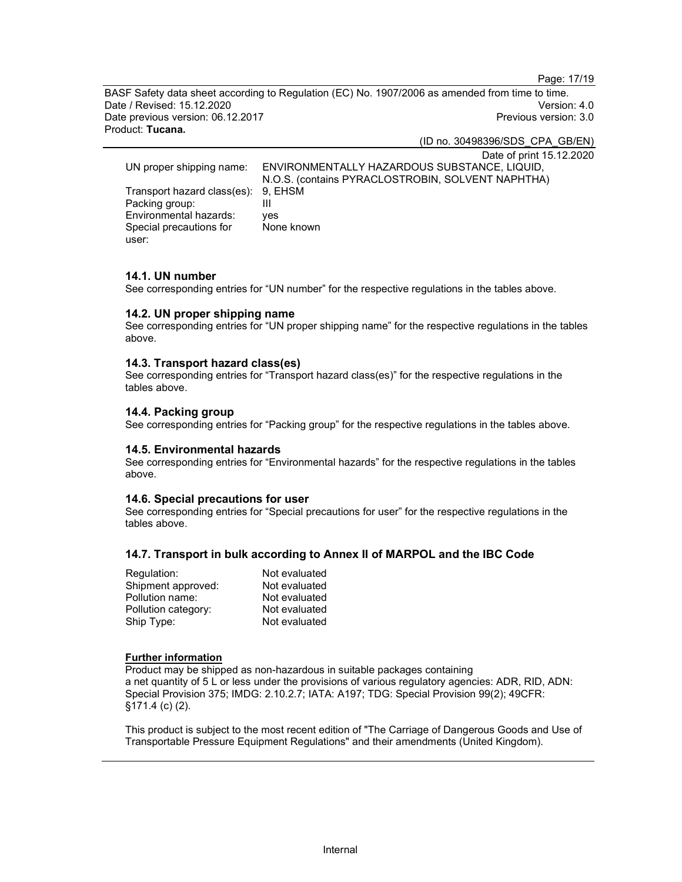Date of print 15.12.2020

| | |
|---|---|
| UN proper shipping name: | ENVIRONMENTALLY HAZARDOUS SUBSTANCE, LIQUID, N.O.S. (contains PYRACLOSTROBIN, SOLVENT NAPHTHA) |
| Transport hazard class(es): | 9, EHSM |
| Packing group: | III |
| Environmental hazards: | yes |
| Special precautions for user: | None known |

### 14.1. UN number

See corresponding entries for "UN number" for the respective regulations in the tables above.

### 14.2. UN proper shipping name

See corresponding entries for "UN proper shipping name" for the respective regulations in the tables above.

### 14.3. Transport hazard class(es)

See corresponding entries for "Transport hazard class(es)" for the respective regulations in the tables above.

### 14.4. Packing group

See corresponding entries for "Packing group" for the respective regulations in the tables above.

### 14.5. Environmental hazards

See corresponding entries for "Environmental hazards" for the respective regulations in the tables above.

### 14.6. Special precautions for user

See corresponding entries for "Special precautions for user" for the respective regulations in the tables above.

### 14.7. Transport in bulk according to Annex II of MARPOL and the IBC Code

| | |
|---|---|
| Regulation: | Not evaluated |
| Shipment approved: | Not evaluated |
| Pollution name: | Not evaluated |
| Pollution category: | Not evaluated |
| Ship Type: | Not evaluated |

**Further information**

Product may be shipped as non-hazardous in suitable packages containing a net quantity of 5 L or less under the provisions of various regulatory agencies: ADR, RID, ADN: Special Provision 375; IMDG: 2.10.2.7; IATA: A197; TDG: Special Provision 99(2); 49CFR: §171.4 (c) (2).

This product is subject to the most recent edition of "The Carriage of Dangerous Goods and Use of Transportable Pressure Equipment Regulations" and their amendments (United Kingdom).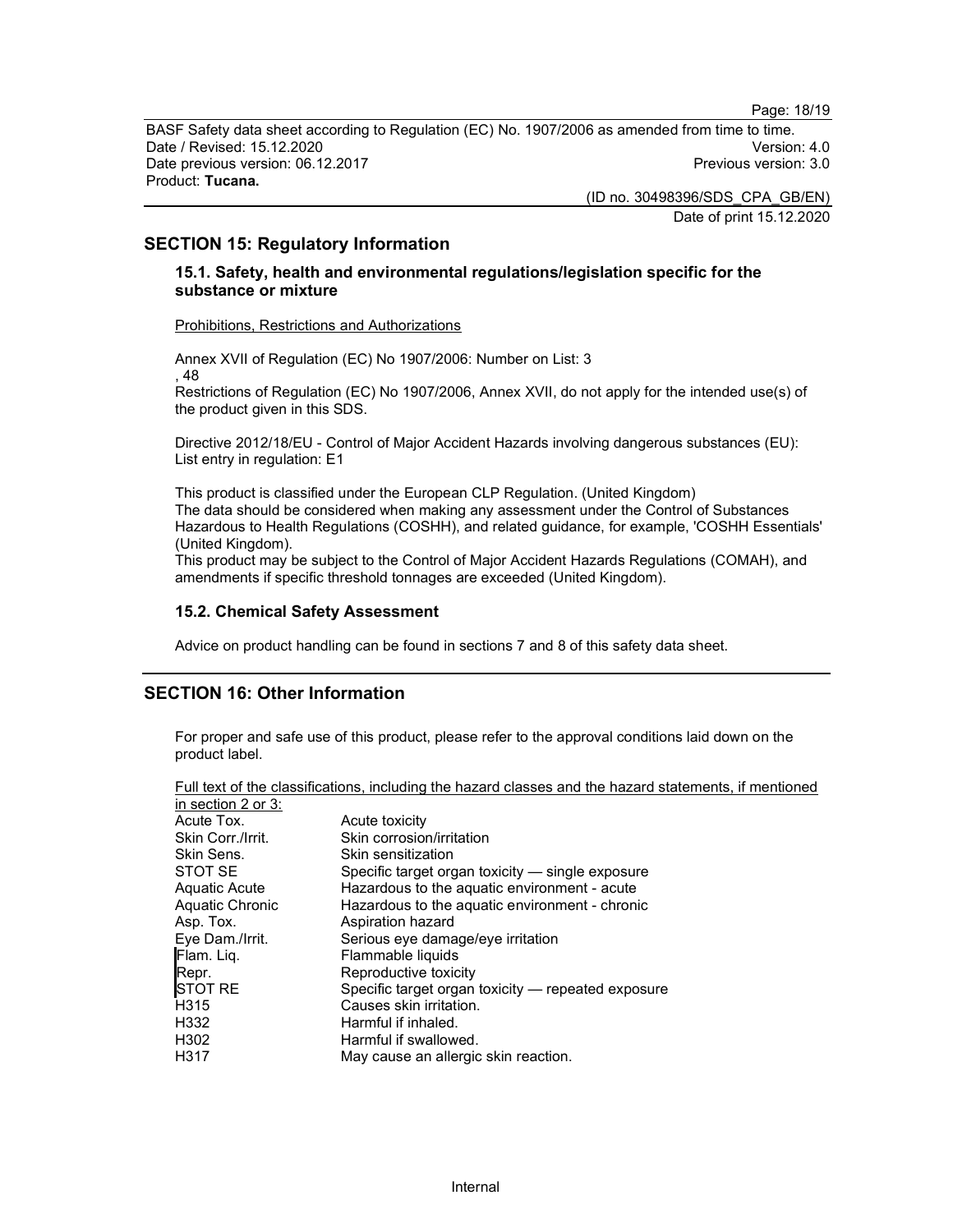## SECTION 15: Regulatory Information

### 15.1. Safety, health and environmental regulations/legislation specific for the substance or mixture

Prohibitions, Restrictions and Authorizations

Annex XVII of Regulation (EC) No 1907/2006: Number on List: 3
, 48
Restrictions of Regulation (EC) No 1907/2006, Annex XVII, do not apply for the intended use(s) of the product given in this SDS.

Directive 2012/18/EU - Control of Major Accident Hazards involving dangerous substances (EU): List entry in regulation: E1

This product is classified under the European CLP Regulation. (United Kingdom)
The data should be considered when making any assessment under the Control of Substances Hazardous to Health Regulations (COSHH), and related guidance, for example, 'COSHH Essentials' (United Kingdom).
This product may be subject to the Control of Major Accident Hazards Regulations (COMAH), and amendments if specific threshold tonnages are exceeded (United Kingdom).

### 15.2. Chemical Safety Assessment

Advice on product handling can be found in sections 7 and 8 of this safety data sheet.

## SECTION 16: Other Information

For proper and safe use of this product, please refer to the approval conditions laid down on the product label.

Full text of the classifications, including the hazard classes and the hazard statements, if mentioned in section 2 or 3:

| | |
|---|---|
| Acute Tox. | Acute toxicity |
| Skin Corr./Irrit. | Skin corrosion/irritation |
| Skin Sens. | Skin sensitization |
| STOT SE | Specific target organ toxicity — single exposure |
| Aquatic Acute | Hazardous to the aquatic environment - acute |
| Aquatic Chronic | Hazardous to the aquatic environment - chronic |
| Asp. Tox. | Aspiration hazard |
| Eye Dam./Irrit. | Serious eye damage/eye irritation |
| Flam. Liq. | Flammable liquids |
| Repr. | Reproductive toxicity |
| STOT RE | Specific target organ toxicity — repeated exposure |
| H315 | Causes skin irritation. |
| H332 | Harmful if inhaled. |
| H302 | Harmful if swallowed. |
| H317 | May cause an allergic skin reaction. |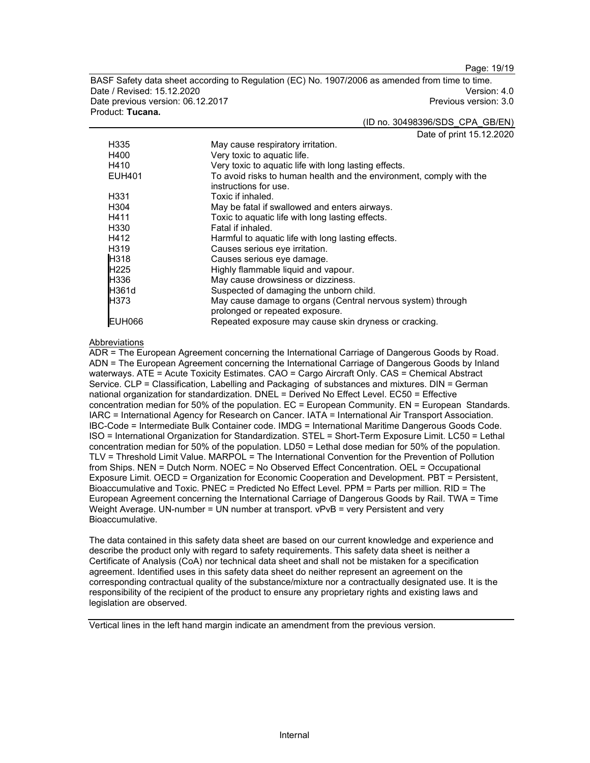| | |
|---|---|
| H335 | May cause respiratory irritation. |
| H400 | Very toxic to aquatic life. |
| H410 | Very toxic to aquatic life with long lasting effects. |
| EUH401 | To avoid risks to human health and the environment, comply with the instructions for use. |
| H331 | Toxic if inhaled. |
| H304 | May be fatal if swallowed and enters airways. |
| H411 | Toxic to aquatic life with long lasting effects. |
| H330 | Fatal if inhaled. |
| H412 | Harmful to aquatic life with long lasting effects. |
| H319 | Causes serious eye irritation. |
| H318 | Causes serious eye damage. |
| H225 | Highly flammable liquid and vapour. |
| H336 | May cause drowsiness or dizziness. |
| H361d | Suspected of damaging the unborn child. |
| H373 | May cause damage to organs (Central nervous system) through prolonged or repeated exposure. |
| EUH066 | Repeated exposure may cause skin dryness or cracking. |

Abbreviations

ADR = The European Agreement concerning the International Carriage of Dangerous Goods by Road. ADN = The European Agreement concerning the International Carriage of Dangerous Goods by Inland waterways. ATE = Acute Toxicity Estimates. CAO = Cargo Aircraft Only. CAS = Chemical Abstract Service. CLP = Classification, Labelling and Packaging of substances and mixtures. DIN = German national organization for standardization. DNEL = Derived No Effect Level. EC50 = Effective concentration median for 50% of the population. EC = European Community. EN = European Standards. IARC = International Agency for Research on Cancer. IATA = International Air Transport Association. IBC-Code = Intermediate Bulk Container code. IMDG = International Maritime Dangerous Goods Code. ISO = International Organization for Standardization. STEL = Short-Term Exposure Limit. LC50 = Lethal concentration median for 50% of the population. LD50 = Lethal dose median for 50% of the population. TLV = Threshold Limit Value. MARPOL = The International Convention for the Prevention of Pollution from Ships. NEN = Dutch Norm. NOEC = No Observed Effect Concentration. OEL = Occupational Exposure Limit. OECD = Organization for Economic Cooperation and Development. PBT = Persistent, Bioaccumulative and Toxic. PNEC = Predicted No Effect Level. PPM = Parts per million. RID = The European Agreement concerning the International Carriage of Dangerous Goods by Rail. TWA = Time Weight Average. UN-number = UN number at transport. vPvB = very Persistent and very Bioaccumulative.

The data contained in this safety data sheet are based on our current knowledge and experience and describe the product only with regard to safety requirements. This safety data sheet is neither a Certificate of Analysis (CoA) nor technical data sheet and shall not be mistaken for a specification agreement. Identified uses in this safety data sheet do neither represent an agreement on the corresponding contractual quality of the substance/mixture nor a contractually designated use. It is the responsibility of the recipient of the product to ensure any proprietary rights and existing laws and legislation are observed.

---

Vertical lines in the left hand margin indicate an amendment from the previous version.